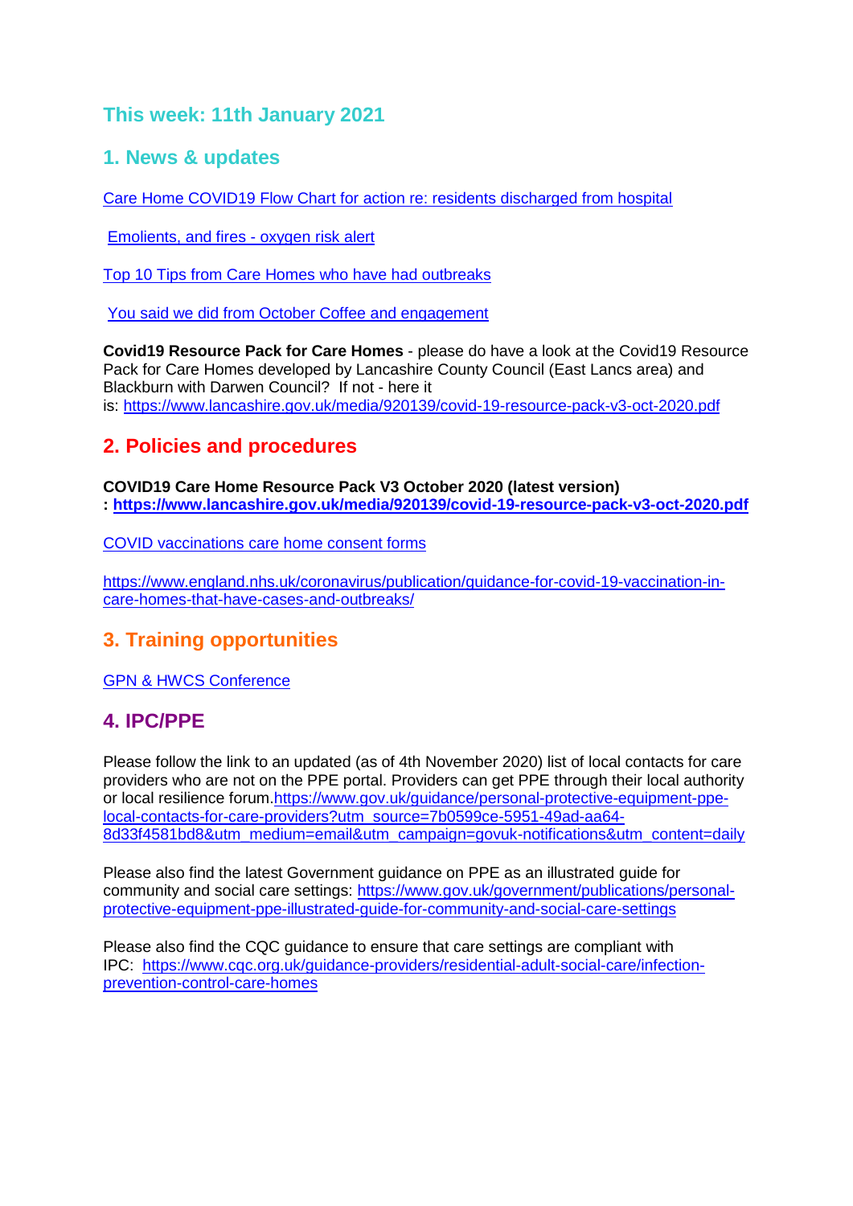## This week: 11th January 2021

## 1. News & updates

Care Home COVID19 Flow Chart for action re: residents discharged from hospital

Emolients, and fires - oxygen risk alert

Top 10 Tips from Care Homes who have had outbreaks

You said we did from October Coffee and engagement

**Covid19 Resource Pack for Care Homes** - please do have a look at the Covid19 Resource Pack for Care Homes developed by Lancashire County Council (East Lancs area) and Blackburn with Darwen Council? If not - here it is: https://www.lancashire.gov.uk/media/920139/covid-19-resource-pack-v3-oct-2020.pdf

## 2. Policies and procedures

**COVID19 Care Home Resource Pack V3 October 2020 (latest version) : https://www.lancashire.gov.uk/media/920139/covid-19-resource-pack-v3-oct-2020.pdf**

COVID vaccinations care home consent forms

https://www.england.nhs.uk/coronavirus/publication/guidance-for-covid-19-vaccination-in-care-homes-that-have-cases-and-outbreaks/

## 3. Training opportunities

GPN & HWCS Conference

## 4. IPC/PPE

Please follow the link to an updated (as of 4th November 2020) list of local contacts for care providers who are not on the PPE portal. Providers can get PPE through their local authority or local resilience forum.https://www.gov.uk/guidance/personal-protective-equipment-ppe-local-contacts-for-care-providers?utm_source=7b0599ce-5951-49ad-aa64-8d33f4581bd8&utm_medium=email&utm_campaign=govuk-notifications&utm_content=daily

Please also find the latest Government guidance on PPE as an illustrated guide for community and social care settings: https://www.gov.uk/government/publications/personal-protective-equipment-ppe-illustrated-guide-for-community-and-social-care-settings

Please also find the CQC guidance to ensure that care settings are compliant with IPC: https://www.cqc.org.uk/guidance-providers/residential-adult-social-care/infection-prevention-control-care-homes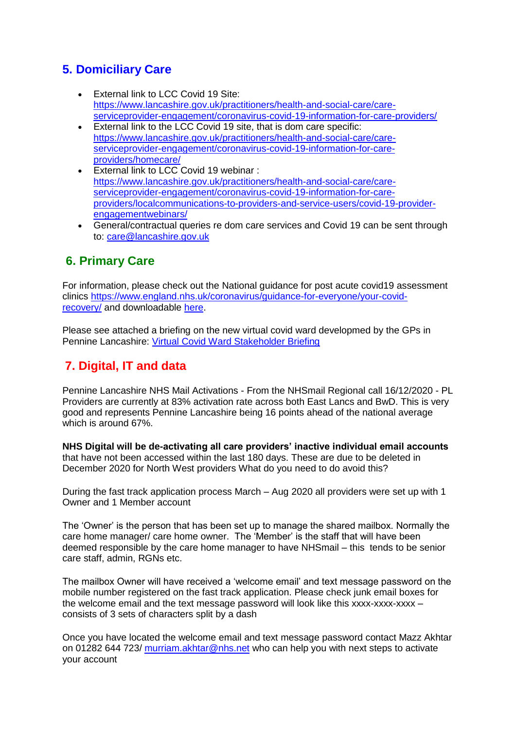## 5. Domiciliary Care

- External link to LCC Covid 19 Site: https://www.lancashire.gov.uk/practitioners/health-and-social-care/care-serviceprovider-engagement/coronavirus-covid-19-information-for-care-providers/
- External link to the LCC Covid 19 site, that is dom care specific: https://www.lancashire.gov.uk/practitioners/health-and-social-care/care-serviceprovider-engagement/coronavirus-covid-19-information-for-care-providers/homecare/
- External link to LCC Covid 19 webinar : https://www.lancashire.gov.uk/practitioners/health-and-social-care/care-serviceprovider-engagement/coronavirus-covid-19-information-for-care-providers/localcommunications-to-providers-and-service-users/covid-19-provider-engagementwebinars/
- General/contractual queries re dom care services and Covid 19 can be sent through to: care@lancashire.gov.uk

## 6. Primary Care

For information, please check out the National guidance for post acute covid19 assessment clinics https://www.england.nhs.uk/coronavirus/guidance-for-everyone/your-covid-recovery/ and downloadable here.

Please see attached a briefing on the new virtual covid ward developmed by the GPs in Pennine Lancashire: Virtual Covid Ward Stakeholder Briefing

## 7. Digital, IT and data

Pennine Lancashire NHS Mail Activations - From the NHSmail Regional call 16/12/2020 - PL Providers are currently at 83% activation rate across both East Lancs and BwD. This is very good and represents Pennine Lancashire being 16 points ahead of the national average which is around 67%.

**NHS Digital will be de-activating all care providers' inactive individual email accounts** that have not been accessed within the last 180 days. These are due to be deleted in December 2020 for North West providers What do you need to do avoid this?

During the fast track application process March – Aug 2020 all providers were set up with 1 Owner and 1 Member account

The 'Owner' is the person that has been set up to manage the shared mailbox. Normally the care home manager/ care home owner. The 'Member' is the staff that will have been deemed responsible by the care home manager to have NHSmail – this tends to be senior care staff, admin, RGNs etc.

The mailbox Owner will have received a 'welcome email' and text message password on the mobile number registered on the fast track application. Please check junk email boxes for the welcome email and the text message password will look like this xxxx-xxxx-xxxx – consists of 3 sets of characters split by a dash

Once you have located the welcome email and text message password contact Mazz Akhtar on 01282 644 723/ murriam.akhtar@nhs.net who can help you with next steps to activate your account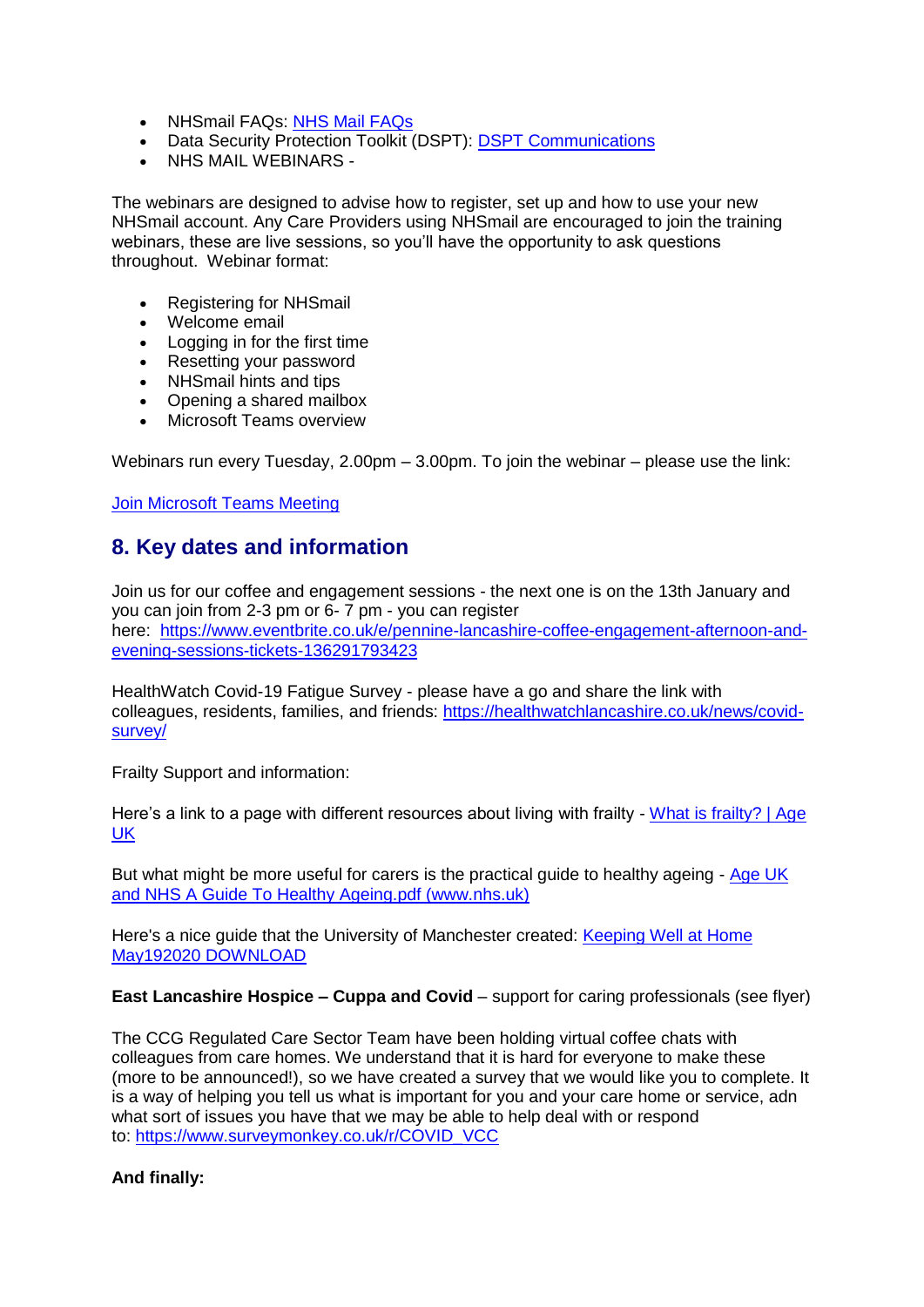- NHSmail FAQs: [NHS Mail FAQs]
- Data Security Protection Toolkit (DSPT): [DSPT Communications]
- NHS MAIL WEBINARS -

The webinars are designed to advise how to register, set up and how to use your new NHSmail account. Any Care Providers using NHSmail are encouraged to join the training webinars, these are live sessions, so you'll have the opportunity to ask questions throughout. Webinar format:

- Registering for NHSmail
- Welcome email
- Logging in for the first time
- Resetting your password
- NHSmail hints and tips
- Opening a shared mailbox
- Microsoft Teams overview

Webinars run every Tuesday, 2.00pm – 3.00pm. To join the webinar – please use the link:

[Join Microsoft Teams Meeting]

## 8. Key dates and information

Join us for our coffee and engagement sessions - the next one is on the 13th January and you can join from 2-3 pm or 6- 7 pm - you can register here: https://www.eventbrite.co.uk/e/pennine-lancashire-coffee-engagement-afternoon-and-evening-sessions-tickets-136291793423

HealthWatch Covid-19 Fatigue Survey - please have a go and share the link with colleagues, residents, families, and friends: https://healthwatchlancashire.co.uk/news/covid-survey/

Frailty Support and information:

Here's a link to a page with different resources about living with frailty - [What is frailty? | Age UK]

But what might be more useful for carers is the practical guide to healthy ageing - [Age UK and NHS A Guide To Healthy Ageing.pdf (www.nhs.uk)]

Here's a nice guide that the University of Manchester created: [Keeping Well at Home May192020 DOWNLOAD]

**East Lancashire Hospice – Cuppa and Covid** – support for caring professionals (see flyer)

The CCG Regulated Care Sector Team have been holding virtual coffee chats with colleagues from care homes. We understand that it is hard for everyone to make these (more to be announced!), so we have created a survey that we would like you to complete. It is a way of helping you tell us what is important for you and your care home or service, adn what sort of issues you have that we may be able to help deal with or respond to: https://www.surveymonkey.co.uk/r/COVID_VCC

**And finally:**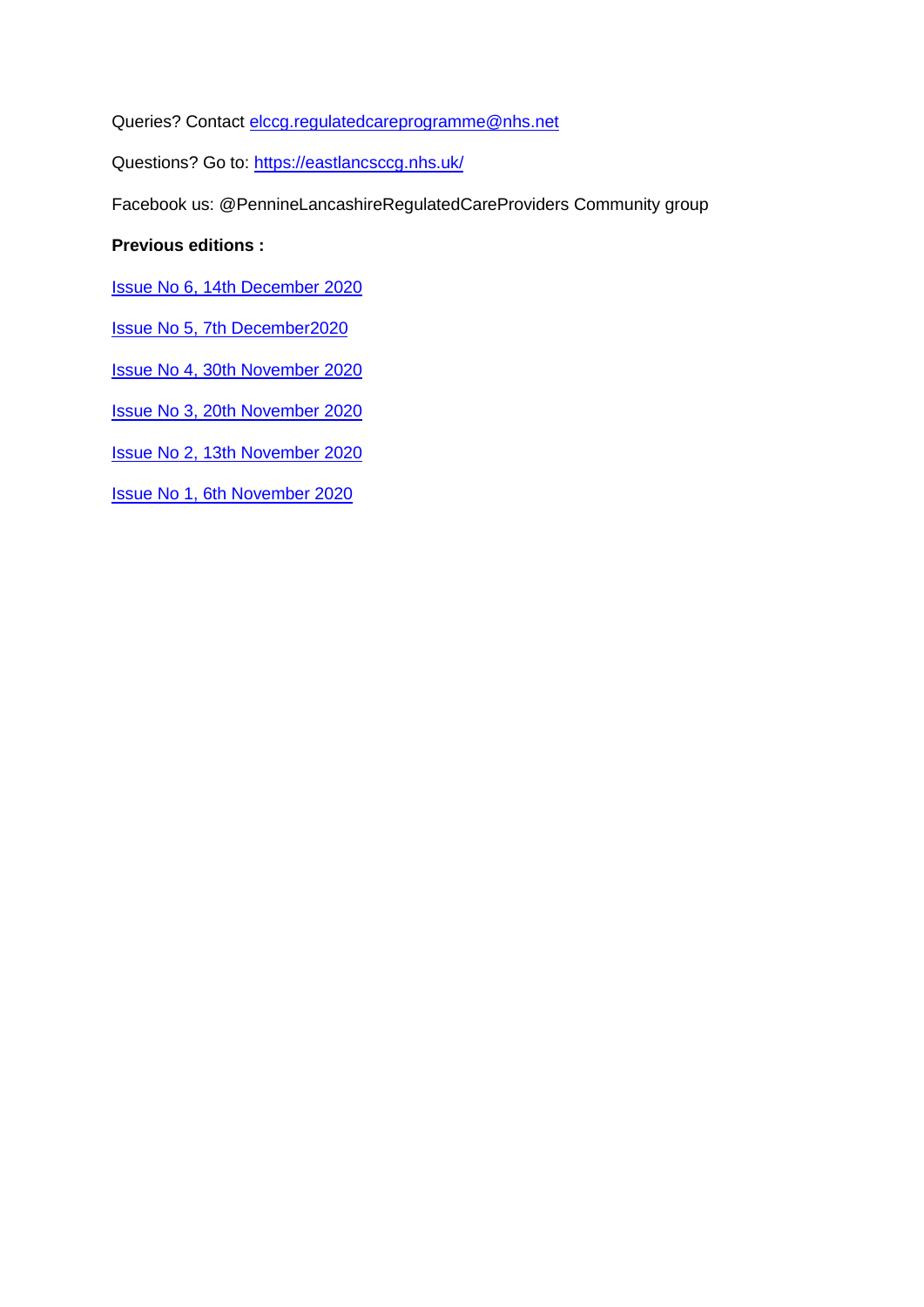Queries? Contact elccg.regulatedcareprogramme@nhs.net

Questions? Go to: https://eastlancsccg.nhs.uk/

Facebook us: @PennineLancashireRegulatedCareProviders Community group

**Previous editions :**

Issue No 6, 14th December 2020

Issue No 5, 7th December2020

Issue No 4, 30th November 2020

Issue No 3, 20th November 2020

Issue No 2, 13th November 2020

Issue No 1, 6th November 2020